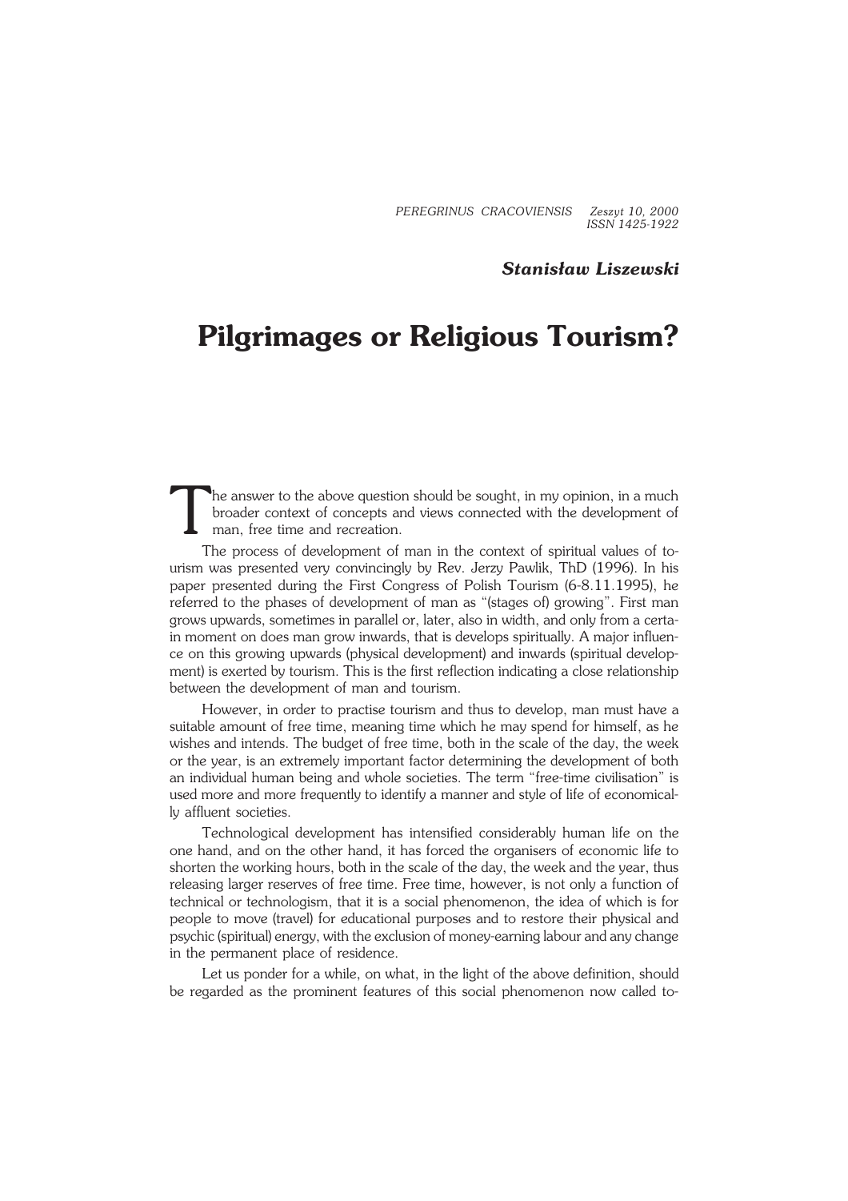**Stanisław Liszewski**

# Pilgrimages or Religious Tourism?

The answer to the above question should be sought, in my opinion, in a much broader context of concepts and views connected with the development of man, free time and recreation.

The process of development of man in the context of spiritual values of tourism was presented very convincingly by Rev. Jerzy Pawlik, ThD (1996). In his paper presented during the First Congress of Polish Tourism (6-8.11.1995), he referred to the phases of development of man as "(stages of) growing". First man grows upwards, sometimes in parallel or, later, also in width, and only from a certain moment on does man grow inwards, that is develops spiritually. A major influence on this growing upwards (physical development) and inwards (spiritual development) is exerted by tourism. This is the first reflection indicating a close relationship between the development of man and tourism.

However, in order to practise tourism and thus to develop, man must have a suitable amount of free time, meaning time which he may spend for himself, as he wishes and intends. The budget of free time, both in the scale of the day, the week or the year, is an extremely important factor determining the development of both an individual human being and whole societies. The term "free-time civilisation" is used more and more frequently to identify a manner and style of life of economically affluent societies.

Technological development has intensified considerably human life on the one hand, and on the other hand, it has forced the organisers of economic life to shorten the working hours, both in the scale of the day, the week and the year, thus releasing larger reserves of free time. Free time, however, is not only a function of technical or technologism, that it is a social phenomenon, the idea of which is for people to move (travel) for educational purposes and to restore their physical and psychic (spiritual) energy, with the exclusion of money-earning labour and any change in the permanent place of residence.

Let us ponder for a while, on what, in the light of the above definition, should be regarded as the prominent features of this social phenomenon now called to-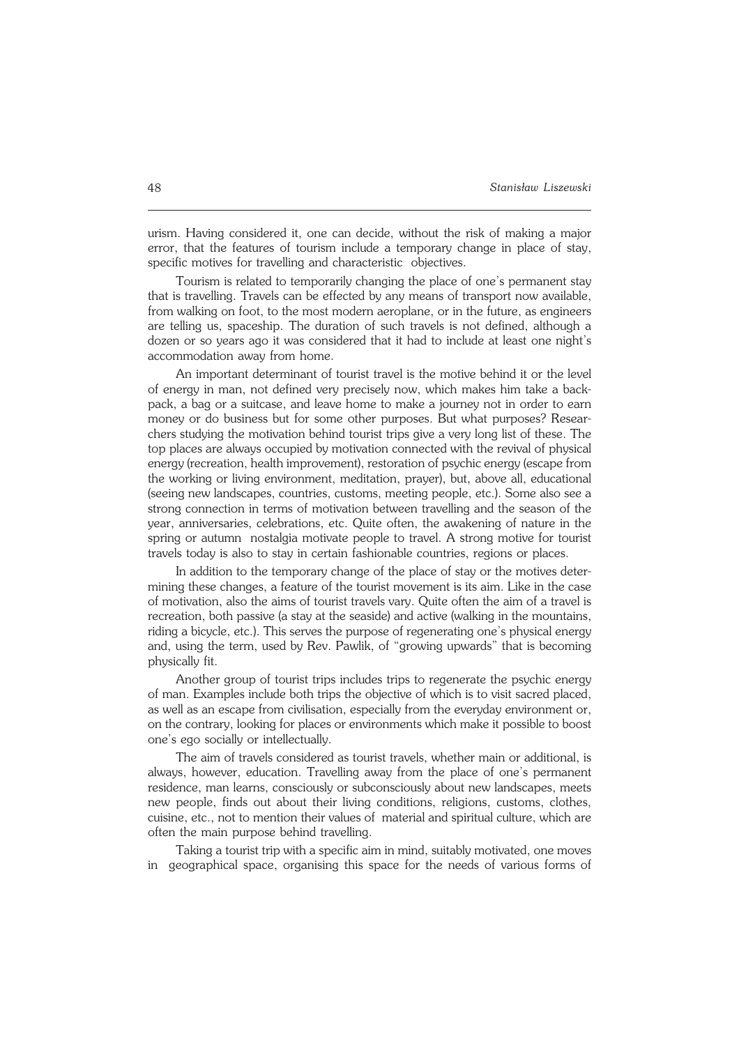urism. Having considered it, one can decide, without the risk of making a major error, that the features of tourism include a temporary change in place of stay, specific motives for travelling and characteristic objectives.

Tourism is related to temporarily changing the place of one's permanent stay that is travelling. Travels can be effected by any means of transport now available, from walking on foot, to the most modern aeroplane, or in the future, as engineers are telling us, spaceship. The duration of such travels is not defined, although a dozen or so years ago it was considered that it had to include at least one night's accommodation away from home.

An important determinant of tourist travel is the motive behind it or the level of energy in man, not defined very precisely now, which makes him take a backpack, a bag or a suitcase, and leave home to make a journey not in order to earn money or do business but for some other purposes. But what purposes? Researchers studying the motivation behind tourist trips give a very long list of these. The top places are always occupied by motivation connected with the revival of physical energy (recreation, health improvement), restoration of psychic energy (escape from the working or living environment, meditation, prayer), but, above all, educational (seeing new landscapes, countries, customs, meeting people, etc.). Some also see a strong connection in terms of motivation between travelling and the season of the year, anniversaries, celebrations, etc. Quite often, the awakening of nature in the spring or autumn nostalgia motivate people to travel. A strong motive for tourist travels today is also to stay in certain fashionable countries, regions or places.

In addition to the temporary change of the place of stay or the motives determining these changes, a feature of the tourist movement is its aim. Like in the case of motivation, also the aims of tourist travels vary. Quite often the aim of a travel is recreation, both passive (a stay at the seaside) and active (walking in the mountains, riding a bicycle, etc.). This serves the purpose of regenerating one's physical energy and, using the term, used by Rev. Pawlik, of "growing upwards" that is becoming physically fit.

Another group of tourist trips includes trips to regenerate the psychic energy of man. Examples include both trips the objective of which is to visit sacred placed, as well as an escape from civilisation, especially from the everyday environment or, on the contrary, looking for places or environments which make it possible to boost one's ego socially or intellectually.

The aim of travels considered as tourist travels, whether main or additional, is always, however, education. Travelling away from the place of one's permanent residence, man learns, consciously or subconsciously about new landscapes, meets new people, finds out about their living conditions, religions, customs, clothes, cuisine, etc., not to mention their values of material and spiritual culture, which are often the main purpose behind travelling.

Taking a tourist trip with a specific aim in mind, suitably motivated, one moves in geographical space, organising this space for the needs of various forms of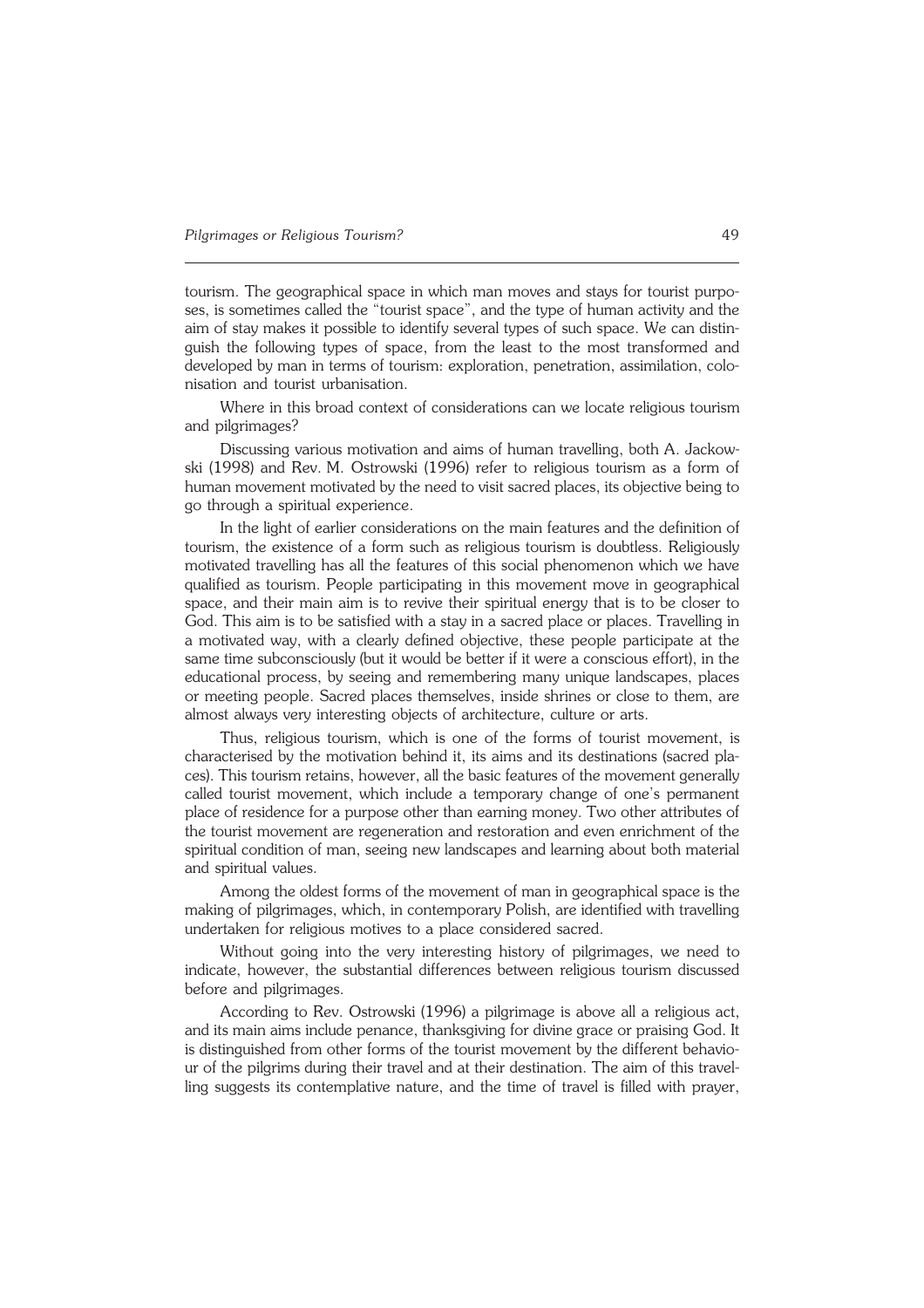tourism. The geographical space in which man moves and stays for tourist purposes, is sometimes called the "tourist space", and the type of human activity and the aim of stay makes it possible to identify several types of such space. We can distinguish the following types of space, from the least to the most transformed and developed by man in terms of tourism: exploration, penetration, assimilation, colonisation and tourist urbanisation.

Where in this broad context of considerations can we locate religious tourism and pilgrimages?

Discussing various motivation and aims of human travelling, both A. Jackowski (1998) and Rev. M. Ostrowski (1996) refer to religious tourism as a form of human movement motivated by the need to visit sacred places, its objective being to go through a spiritual experience.

In the light of earlier considerations on the main features and the definition of tourism, the existence of a form such as religious tourism is doubtless. Religiously motivated travelling has all the features of this social phenomenon which we have qualified as tourism. People participating in this movement move in geographical space, and their main aim is to revive their spiritual energy that is to be closer to God. This aim is to be satisfied with a stay in a sacred place or places. Travelling in a motivated way, with a clearly defined objective, these people participate at the same time subconsciously (but it would be better if it were a conscious effort), in the educational process, by seeing and remembering many unique landscapes, places or meeting people. Sacred places themselves, inside shrines or close to them, are almost always very interesting objects of architecture, culture or arts.

Thus, religious tourism, which is one of the forms of tourist movement, is characterised by the motivation behind it, its aims and its destinations (sacred places). This tourism retains, however, all the basic features of the movement generally called tourist movement, which include a temporary change of one's permanent place of residence for a purpose other than earning money. Two other attributes of the tourist movement are regeneration and restoration and even enrichment of the spiritual condition of man, seeing new landscapes and learning about both material and spiritual values.

Among the oldest forms of the movement of man in geographical space is the making of pilgrimages, which, in contemporary Polish, are identified with travelling undertaken for religious motives to a place considered sacred.

Without going into the very interesting history of pilgrimages, we need to indicate, however, the substantial differences between religious tourism discussed before and pilgrimages.

According to Rev. Ostrowski (1996) a pilgrimage is above all a religious act, and its main aims include penance, thanksgiving for divine grace or praising God. It is distinguished from other forms of the tourist movement by the different behaviour of the pilgrims during their travel and at their destination. The aim of this travelling suggests its contemplative nature, and the time of travel is filled with prayer,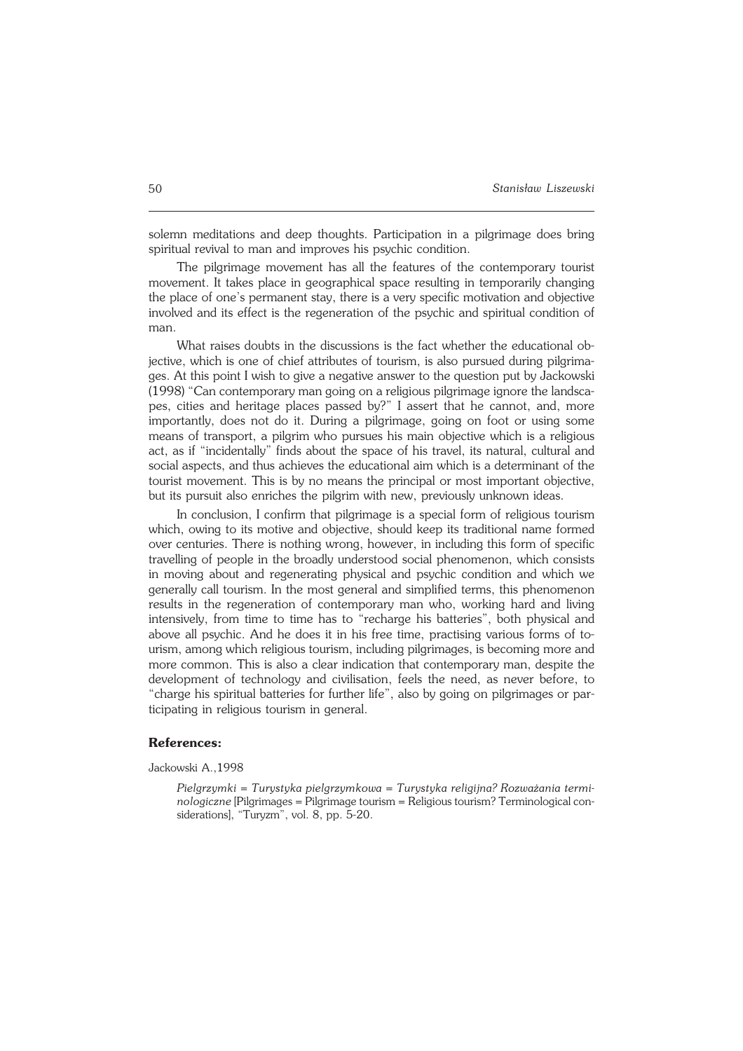solemn meditations and deep thoughts. Participation in a pilgrimage does bring spiritual revival to man and improves his psychic condition.

The pilgrimage movement has all the features of the contemporary tourist movement. It takes place in geographical space resulting in temporarily changing the place of one's permanent stay, there is a very specific motivation and objective involved and its effect is the regeneration of the psychic and spiritual condition of man.

What raises doubts in the discussions is the fact whether the educational objective, which is one of chief attributes of tourism, is also pursued during pilgrimages. At this point I wish to give a negative answer to the question put by Jackowski (1998) "Can contemporary man going on a religious pilgrimage ignore the landscapes, cities and heritage places passed by?" I assert that he cannot, and, more importantly, does not do it. During a pilgrimage, going on foot or using some means of transport, a pilgrim who pursues his main objective which is a religious act, as if "incidentally" finds about the space of his travel, its natural, cultural and social aspects, and thus achieves the educational aim which is a determinant of the tourist movement. This is by no means the principal or most important objective, but its pursuit also enriches the pilgrim with new, previously unknown ideas.

In conclusion, I confirm that pilgrimage is a special form of religious tourism which, owing to its motive and objective, should keep its traditional name formed over centuries. There is nothing wrong, however, in including this form of specific travelling of people in the broadly understood social phenomenon, which consists in moving about and regenerating physical and psychic condition and which we generally call tourism. In the most general and simplified terms, this phenomenon results in the regeneration of contemporary man who, working hard and living intensively, from time to time has to "recharge his batteries", both physical and above all psychic. And he does it in his free time, practising various forms of tourism, among which religious tourism, including pilgrimages, is becoming more and more common. This is also a clear indication that contemporary man, despite the development of technology and civilisation, feels the need, as never before, to "charge his spiritual batteries for further life", also by going on pilgrimages or participating in religious tourism in general.

## References:

Jackowski A.,1998

*Pielgrzymki = Turystyka pielgrzymkowa = Turystyka religijna? Rozważania terminologiczne* [Pilgrimages = Pilgrimage tourism = Religious tourism? Terminological considerations], "Turyzm", vol. 8, pp. 5-20.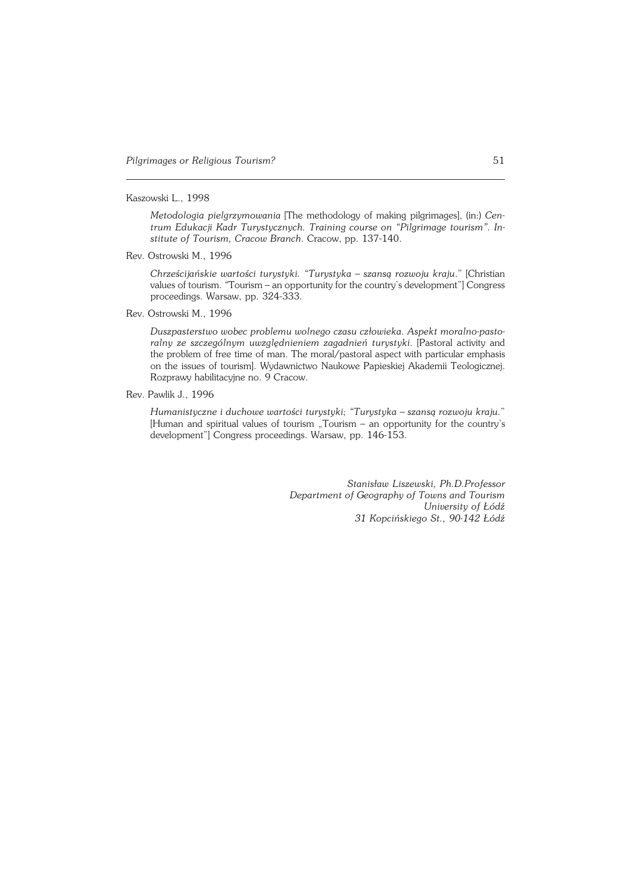Kaszowski L., 1998

*Metodologia pielgrzymowania* [The methodology of making pilgrimages], (in:) *Centrum Edukacji Kadr Turystycznych. Training course on "Pilgrimage tourism". Institute of Tourism, Cracow Branch*. Cracow, pp. 137-140.

Rev. Ostrowski M., 1996

*Chrześcijańskie wartości turystyki. "Turystyka – szansą rozwoju kraju."* [Christian values of tourism. "Tourism – an opportunity for the country's development"] Congress proceedings. Warsaw, pp. 324-333.

Rev. Ostrowski M., 1996

*Duszpasterstwo wobec problemu wolnego czasu człowieka. Aspekt moralno-pastoralny ze szczególnym uwzględnieniem zagadnień turystyki.* [Pastoral activity and the problem of free time of man. The moral/pastoral aspect with particular emphasis on the issues of tourism]. Wydawnictwo Naukowe Papieskiej Akademii Teologicznej. Rozprawy habilitacyjne no. 9 Cracow.

Rev. Pawlik J., 1996

*Humanistyczne i duchowe wartości turystyki; "Turystyka – szansą rozwoju kraju."* [Human and spiritual values of tourism „Tourism – an opportunity for the country's development"] Congress proceedings. Warsaw, pp. 146-153.

*Stanisław Liszewski, Ph.D.Professor*
*Department of Geography of Towns and Tourism*
*University of Łódź*
*31 Kopcińskiego St., 90-142 Łódź*